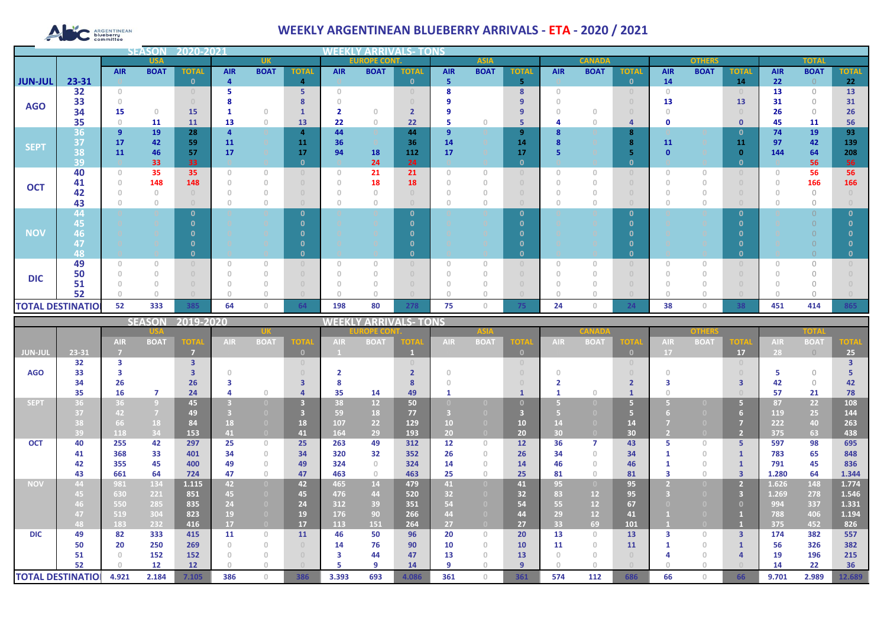# WEEKLY ARGENTINEAN BLUEBERRY ARRIVALS - ETA - 2020 / 2021

## SEASON 2020-2021 — WEEKLY ARRIVALS- TONS

| | | USA | | | UK | | | EUROPE CONT. | | | ASIA | | | CANADA | | | OTHERS | | | TOTAL | | |
|---|---|---|---|---|---|---|---|---|---|---|---|---|---|---|---|---|---|---|---|---|---|---|
| | | AIR | BOAT | TOTAL | AIR | BOAT | TOTAL | AIR | BOAT | TOTAL | AIR | BOAT | TOTAL | AIR | BOAT | TOTAL | AIR | BOAT | TOTAL | AIR | BOAT | TOTAL |
| JUN-JUL | 23-31 | 0 | | 0 | 4 | | 4 | 0 | | 0 | 5 | | 5 | 0 | | 0 | 14 | | 14 | 22 | 0 | 22 |
| AGO | 32 | 0 | | 0 | 5 | | 5 | 0 | | 0 | 8 | | 8 | 0 | | 0 | 0 | | 0 | 13 | 0 | 13 |
| | 33 | 0 | | 0 | 8 | | 8 | 0 | | 0 | 9 | | 9 | 0 | | 0 | 13 | | 13 | 31 | 0 | 31 |
| | 34 | 15 | 0 | 15 | 1 | 0 | 1 | 2 | 0 | 2 | 9 | | 9 | 0 | 0 | 0 | 0 | | 0 | 26 | 0 | 26 |
| | 35 | 0 | 11 | 11 | 13 | 0 | 13 | 22 | 0 | 22 | 5 | 0 | 5 | 4 | 0 | 4 | 0 | | 0 | 45 | 11 | 56 |
| SEPT | 36 | 9 | 19 | 28 | 4 | | 4 | 44 | | 44 | 9 | | 9 | 8 | | 8 | | | 0 | 74 | 19 | 93 |
| | 37 | 17 | 42 | 59 | 11 | | 11 | 36 | | 36 | 14 | | 14 | 8 | | 8 | 11 | | 11 | 97 | 42 | 139 |
| | 38 | 11 | 46 | 57 | 17 | | 17 | 94 | 18 | 112 | 17 | | 17 | 5 | | 5 | 0 | | 0 | 144 | 64 | 208 |
| | 39 | 0 | 33 | 33 | | | 0 | 0 | 24 | 24 | | | 0 | | | 0 | | | 0 | 0 | 56 | 56 |
| OCT | 40 | 0 | 35 | 35 | 0 | 0 | 0 | 0 | 21 | 21 | 0 | 0 | 0 | 0 | 0 | 0 | 0 | 0 | 0 | 0 | 56 | 56 |
| | 41 | 0 | 148 | 148 | 0 | 0 | 0 | 0 | 18 | 18 | 0 | 0 | 0 | 0 | 0 | 0 | 0 | 0 | 0 | 0 | 166 | 166 |
| | 42 | 0 | 0 | 0 | 0 | 0 | 0 | 0 | 0 | 0 | 0 | 0 | 0 | 0 | 0 | 0 | 0 | 0 | 0 | 0 | 0 | 0 |
| | 43 | 0 | 0 | 0 | 0 | 0 | 0 | 0 | 0 | 0 | 0 | 0 | 0 | 0 | 0 | 0 | 0 | 0 | 0 | 0 | 0 | 0 |
| NOV | 44 | 0 | 0 | 0 | 0 | 0 | 0 | 0 | 0 | 0 | 0 | 0 | 0 | 0 | 0 | 0 | 0 | 0 | 0 | 0 | 0 | 0 |
| | 45 | 0 | 0 | 0 | 0 | 0 | 0 | 0 | 0 | 0 | 0 | 0 | 0 | 0 | 0 | 0 | 0 | 0 | 0 | 0 | 0 | 0 |
| | 46 | 0 | 0 | 0 | 0 | 0 | 0 | 0 | 0 | 0 | 0 | 0 | 0 | 0 | 0 | 0 | 0 | 0 | 0 | 0 | 0 | 0 |
| | 47 | 0 | 0 | 0 | 0 | 0 | 0 | 0 | 0 | 0 | 0 | 0 | 0 | 0 | 0 | 0 | 0 | 0 | 0 | 0 | 0 | 0 |
| | 48 | 0 | 0 | 0 | 0 | 0 | 0 | 0 | 0 | 0 | 0 | 0 | 0 | 0 | 0 | 0 | 0 | 0 | 0 | 0 | 0 | 0 |
| DIC | 49 | 0 | 0 | 0 | 0 | 0 | 0 | 0 | 0 | 0 | 0 | 0 | 0 | 0 | 0 | 0 | 0 | 0 | 0 | 0 | 0 | 0 |
| | 50 | 0 | 0 | 0 | 0 | 0 | 0 | 0 | 0 | 0 | 0 | 0 | 0 | 0 | 0 | 0 | 0 | 0 | 0 | 0 | 0 | 0 |
| | 51 | 0 | 0 | 0 | 0 | 0 | 0 | 0 | 0 | 0 | 0 | 0 | 0 | 0 | 0 | 0 | 0 | 0 | 0 | 0 | 0 | 0 |
| | 52 | 0 | 0 | 0 | 0 | 0 | 0 | 0 | 0 | 0 | 0 | 0 | 0 | 0 | 0 | 0 | 0 | 0 | 0 | 0 | 0 | 0 |
| TOTAL DESTINATION | | 52 | 333 | 385 | 64 | 0 | 64 | 198 | 80 | 278 | 75 | 0 | 75 | 24 | 0 | 24 | 38 | 0 | 38 | 451 | 414 | 865 |

## SEASON 2019-2020 — WEEKLY ARRIVALS- TONS

| | | USA | | | UK | | | EUROPE CONT. | | | ASIA | | | CANADA | | | OTHERS | | | TOTAL | | |
|---|---|---|---|---|---|---|---|---|---|---|---|---|---|---|---|---|---|---|---|---|---|---|
| | | AIR | BOAT | TOTAL | AIR | BOAT | TOTAL | AIR | BOAT | TOTAL | AIR | BOAT | TOTAL | AIR | BOAT | TOTAL | AIR | BOAT | TOTAL | AIR | BOAT | TOTAL |
| JUN-JUL | 23-31 | 7 | | 7 | | | 0 | 1 | | 1 | | | 0 | | | 0 | 17 | | 17 | 28 | 0 | 25 |
| AGO | 32 | 3 | | 3 | | | 0 | | | 0 | | | 0 | | | 0 | | | 0 | | | 3 |
| | 33 | 3 | | 3 | 0 | | 0 | 2 | | 2 | 0 | | 0 | 0 | | 0 | 0 | | 0 | 5 | 0 | 5 |
| | 34 | 26 | | 26 | 3 | | 3 | 8 | | 8 | 0 | | 0 | 2 | | 2 | 3 | | 3 | 42 | 0 | 42 |
| | 35 | 16 | 7 | 24 | 4 | 0 | 4 | 35 | 14 | 49 | 1 | | 1 | 1 | 0 | 1 | 0 | | 0 | 57 | 21 | 78 |
| SEPT | 36 | 36 | 9 | 45 | 3 | 0 | 3 | 38 | 12 | 50 | 0 | 0 | 0 | 5 | 0 | 5 | 5 | 0 | 5 | 87 | 22 | 108 |
| | 37 | 42 | 7 | 49 | 3 | 0 | 3 | 59 | 18 | 77 | 3 | 0 | 3 | 5 | 0 | 5 | 6 | 0 | 6 | 119 | 25 | 144 |
| | 38 | 66 | 18 | 84 | 18 | 0 | 18 | 107 | 22 | 129 | 10 | 0 | 10 | 14 | 0 | 14 | 7 | 0 | 7 | 222 | 40 | 263 |
| | 39 | 118 | 34 | 153 | 41 | 0 | 41 | 164 | 29 | 193 | 20 | 0 | 20 | 30 | 0 | 30 | 2 | 0 | 2 | 375 | 63 | 438 |
| OCT | 40 | 255 | 42 | 297 | 25 | 0 | 25 | 263 | 49 | 312 | 12 | 0 | 12 | 36 | 7 | 43 | 5 | 0 | 5 | 597 | 98 | 695 |
| | 41 | 368 | 33 | 401 | 34 | 0 | 34 | 320 | 32 | 352 | 26 | 0 | 26 | 34 | 0 | 34 | 1 | 0 | 1 | 783 | 65 | 848 |
| | 42 | 355 | 45 | 400 | 49 | 0 | 49 | 324 | 0 | 324 | 14 | 0 | 14 | 46 | 0 | 46 | 1 | 0 | 1 | 791 | 45 | 836 |
| | 43 | 661 | 64 | 724 | 47 | 0 | 47 | 463 | 0 | 463 | 25 | 0 | 25 | 81 | 0 | 81 | 3 | 0 | 3 | 1.280 | 64 | 1.344 |
| NOV | 44 | 981 | 134 | 1.115 | 42 | 0 | 42 | 465 | 14 | 479 | 41 | 0 | 41 | 95 | 0 | 95 | 2 | 0 | 2 | 1.626 | 148 | 1.774 |
| | 45 | 630 | 221 | 851 | 45 | 0 | 45 | 476 | 44 | 520 | 32 | 0 | 32 | 83 | 12 | 95 | 3 | 0 | 3 | 1.269 | 278 | 1.546 |
| | 46 | 550 | 285 | 835 | 24 | 0 | 24 | 312 | 39 | 351 | 54 | 0 | 54 | 55 | 12 | 67 | 0 | 0 | 0 | 994 | 337 | 1.331 |
| | 47 | 519 | 304 | 823 | 19 | 0 | 19 | 176 | 90 | 266 | 44 | 0 | 44 | 29 | 12 | 41 | 1 | 0 | 1 | 788 | 406 | 1.194 |
| | 48 | 183 | 232 | 416 | 17 | 0 | 17 | 113 | 151 | 264 | 27 | 0 | 27 | 33 | 69 | 101 | 1 | 0 | 1 | 375 | 452 | 826 |
| DIC | 49 | 82 | 333 | 415 | 11 | 0 | 11 | 46 | 50 | 96 | 20 | 0 | 20 | 13 | 0 | 13 | 3 | 0 | 3 | 174 | 382 | 557 |
| | 50 | 20 | 250 | 269 | 0 | 0 | 0 | 14 | 76 | 90 | 10 | 0 | 10 | 11 | 0 | 11 | 1 | 0 | 1 | 56 | 326 | 382 |
| | 51 | 0 | 152 | 152 | 0 | 0 | 0 | 3 | 44 | 47 | 13 | 0 | 13 | 0 | 0 | 0 | 4 | 0 | 4 | 19 | 196 | 215 |
| | 52 | 0 | 12 | 12 | 0 | 0 | 0 | 5 | 9 | 14 | 9 | 0 | 9 | 0 | 0 | 0 | 0 | 0 | 0 | 14 | 22 | 36 |
| TOTAL DESTINATION | | 4.921 | 2.184 | 7.105 | 386 | 0 | 386 | 3.393 | 693 | 4.086 | 361 | 0 | 361 | 574 | 112 | 686 | 66 | 0 | 66 | 9.701 | 2.989 | 12.689 |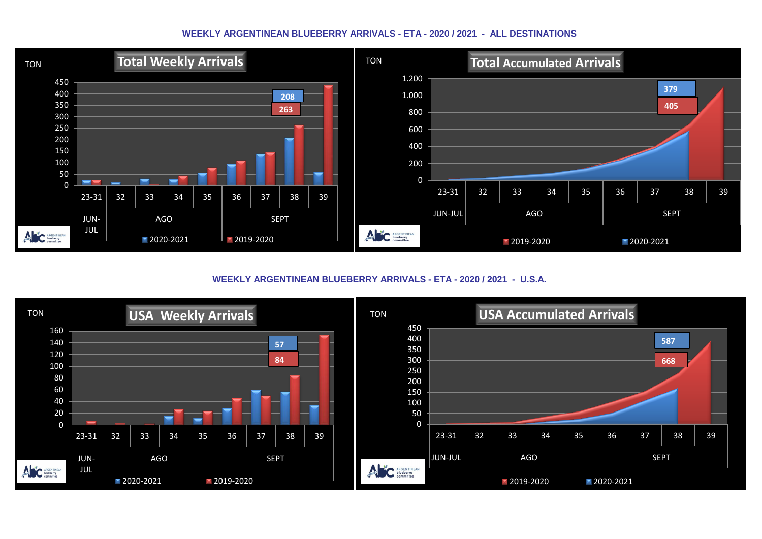## WEEKLY ARGENTINEAN BLUEBERRY ARRIVALS - ETA - 2020 / 2021 - ALL DESTINATIONS

**Total Weekly Arrivals**

TON

450
400
350
300
250
200
150
100
50
0

208
263

23-31 | 32 | 33 | 34 | 35 | 36 | 37 | 38 | 39

JUN-JUL | AGO | SEPT

2020-2021 | 2019-2020

**Total Accumulated Arrivals**

TON

1.200
1.000
800
600
400
200
0

379
405

23-31 | 32 | 33 | 34 | 35 | 36 | 37 | 38 | 39

JUN-JUL | AGO | SEPT

2019-2020 | 2020-2021

## WEEKLY ARGENTINEAN BLUEBERRY ARRIVALS - ETA - 2020 / 2021 - U.S.A.

**USA Weekly Arrivals**

TON

160
140
120
100
80
60
40
20
0

57
84

23-31 | 32 | 33 | 34 | 35 | 36 | 37 | 38 | 39

JUN-JUL | AGO | SEPT

2020-2021 | 2019-2020

**USA Accumulated Arrivals**

TON

450
400
350
300
250
200
150
100
50
0

587
668

23-31 | 32 | 33 | 34 | 35 | 36 | 37 | 38 | 39

JUN-JUL | AGO | SEPT

2019-2020 | 2020-2021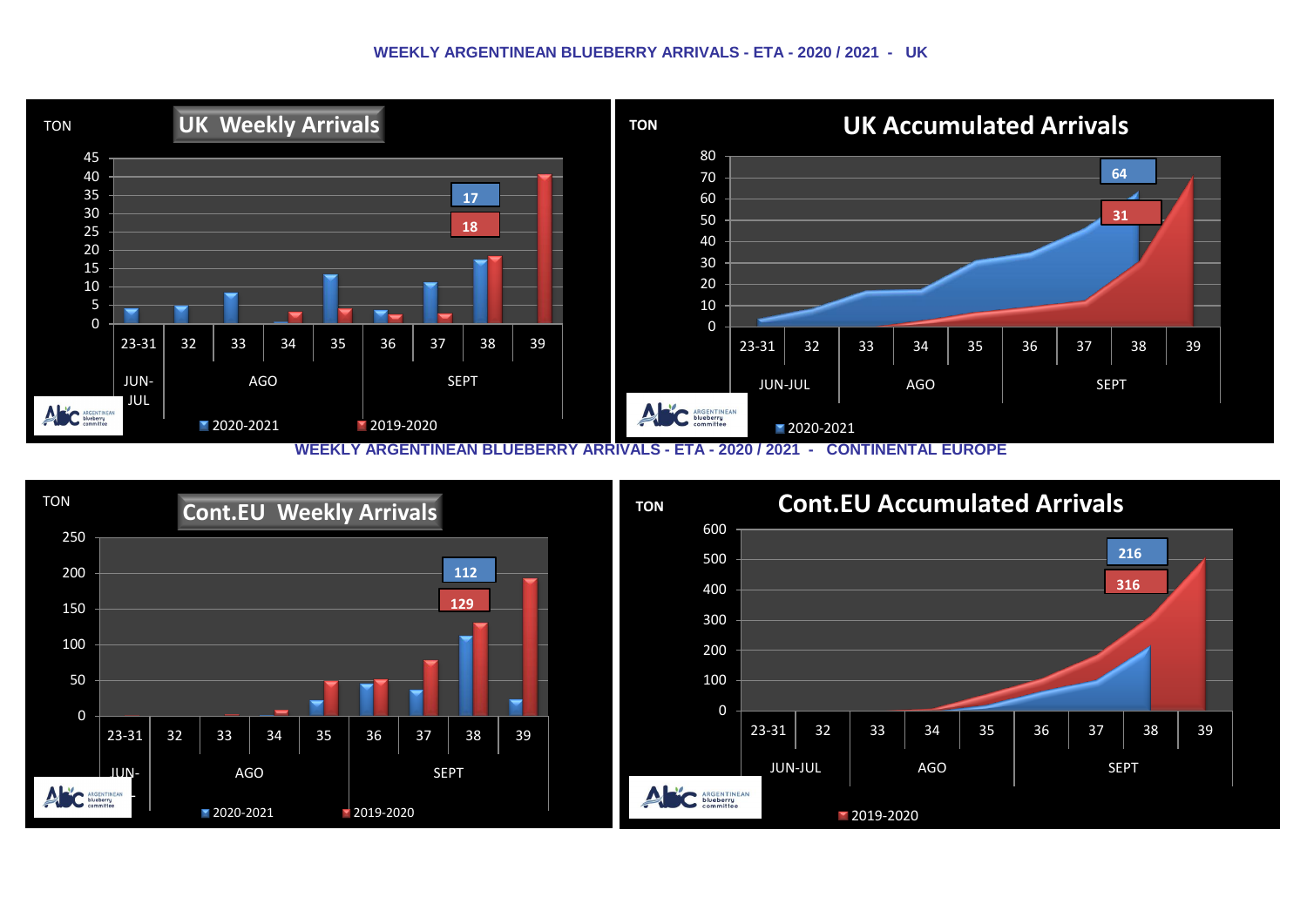## WEEKLY ARGENTINEAN BLUEBERRY ARRIVALS - ETA - 2020 / 2021 - UK

### UK Weekly Arrivals

TON

| Week | 23-31 | 32 | 33 | 34 | 35 | 36 | 37 | 38 | 39 |
|---|---|---|---|---|---|---|---|---|---|
| Month | JUN-JUL | AGO | | | | SEPT | | | |

Labels: 17 (2020-2021), 18 (2019-2020)

■ 2020-2021 ■ 2019-2020

### UK Accumulated Arrivals

TON

| Week | 23-31 | 32 | 33 | 34 | 35 | 36 | 37 | 38 | 39 |
|---|---|---|---|---|---|---|---|---|---|
| Month | JUN-JUL | | AGO | | | SEPT | | | |

Labels: 64 (2020-2021), 31 (2019-2020)

■ 2020-2021

## WEEKLY ARGENTINEAN BLUEBERRY ARRIVALS - ETA - 2020 / 2021 - CONTINENTAL EUROPE

### Cont.EU Weekly Arrivals

TON

| Week | 23-31 | 32 | 33 | 34 | 35 | 36 | 37 | 38 | 39 |
|---|---|---|---|---|---|---|---|---|---|
| Month | JUN- | AGO | | | | SEPT | | | |

Labels: 112 (2020-2021), 129 (2019-2020)

■ 2020-2021 ■ 2019-2020

### Cont.EU Accumulated Arrivals

TON

| Week | 23-31 | 32 | 33 | 34 | 35 | 36 | 37 | 38 | 39 |
|---|---|---|---|---|---|---|---|---|---|
| Month | JUN-JUL | | AGO | | | SEPT | | | |

Labels: 216 (2020-2021), 316 (2019-2020)

■ 2019-2020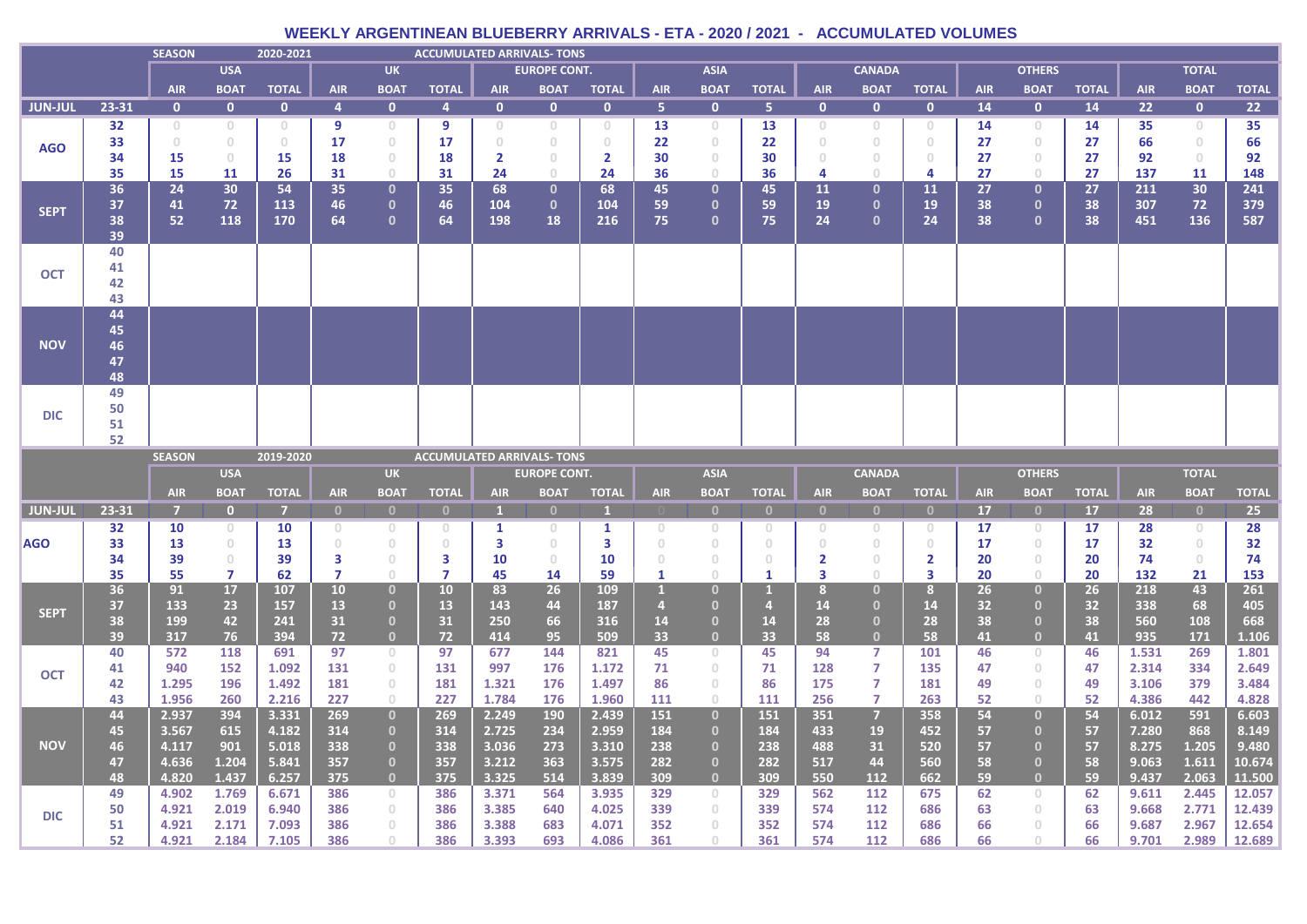# WEEKLY ARGENTINEAN BLUEBERRY ARRIVALS - ETA - 2020 / 2021 - ACCUMULATED VOLUMES

| | | SEASON 2020-2021 ACCUMULATED ARRIVALS- TONS | | | | | | | | | | | | | | | | | | | | |
|---|---|---|---|---|---|---|---|---|---|---|---|---|---|---|---|---|---|---|---|---|---|---|
| | | USA | | | UK | | | EUROPE CONT. | | | ASIA | | | CANADA | | | OTHERS | | | TOTAL | | |
| | | AIR | BOAT | TOTAL | AIR | BOAT | TOTAL | AIR | BOAT | TOTAL | AIR | BOAT | TOTAL | AIR | BOAT | TOTAL | AIR | BOAT | TOTAL | AIR | BOAT | TOTAL |
| JUN-JUL | 23-31 | 0 | 0 | 0 | 4 | 0 | 4 | 0 | 0 | 0 | 5 | 0 | 5 | 0 | 0 | 0 | 14 | 0 | 14 | 22 | 0 | 22 |
| AGO | 32 | 0 | 0 | 0 | 9 | 0 | 9 | 0 | 0 | 0 | 13 | 0 | 13 | 0 | 0 | 0 | 14 | 0 | 14 | 35 | 0 | 35 |
| | 33 | 0 | 0 | 0 | 17 | 0 | 17 | 0 | 0 | 0 | 22 | 0 | 22 | 0 | 0 | 0 | 27 | 0 | 27 | 66 | 0 | 66 |
| | 34 | 15 | 0 | 15 | 18 | 0 | 18 | 2 | 0 | 2 | 30 | 0 | 30 | 0 | 0 | 0 | 27 | 0 | 27 | 92 | 0 | 92 |
| | 35 | 15 | 11 | 26 | 31 | 0 | 31 | 24 | 0 | 24 | 36 | 0 | 36 | 4 | 0 | 4 | 27 | 0 | 27 | 137 | 11 | 148 |
| SEPT | 36 | 24 | 30 | 54 | 35 | 0 | 35 | 68 | 0 | 68 | 45 | 0 | 45 | 11 | 0 | 11 | 27 | 0 | 27 | 211 | 30 | 241 |
| | 37 | 41 | 72 | 113 | 46 | 0 | 46 | 104 | 0 | 104 | 59 | 0 | 59 | 19 | 0 | 19 | 38 | 0 | 38 | 307 | 72 | 379 |
| | 38 | 52 | 118 | 170 | 64 | 0 | 64 | 198 | 18 | 216 | 75 | 0 | 75 | 24 | 0 | 24 | 38 | 0 | 38 | 451 | 136 | 587 |
| | 39 | | | | | | | | | | | | | | | | | | | | | |
| OCT | 40 | | | | | | | | | | | | | | | | | | | | | |
| | 41 | | | | | | | | | | | | | | | | | | | | | |
| | 42 | | | | | | | | | | | | | | | | | | | | | |
| | 43 | | | | | | | | | | | | | | | | | | | | | |
| NOV | 44 | | | | | | | | | | | | | | | | | | | | | |
| | 45 | | | | | | | | | | | | | | | | | | | | | |
| | 46 | | | | | | | | | | | | | | | | | | | | | |
| | 47 | | | | | | | | | | | | | | | | | | | | | |
| | 48 | | | | | | | | | | | | | | | | | | | | | |
| DIC | 49 | | | | | | | | | | | | | | | | | | | | | |
| | 50 | | | | | | | | | | | | | | | | | | | | | |
| | 51 | | | | | | | | | | | | | | | | | | | | | |
| | 52 | | | | | | | | | | | | | | | | | | | | | |

| | | SEASON 2019-2020 ACCUMULATED ARRIVALS- TONS | | | | | | | | | | | | | | | | | | | | |
|---|---|---|---|---|---|---|---|---|---|---|---|---|---|---|---|---|---|---|---|---|---|---|
| | | USA | | | UK | | | EUROPE CONT. | | | ASIA | | | CANADA | | | OTHERS | | | TOTAL | | |
| | | AIR | BOAT | TOTAL | AIR | BOAT | TOTAL | AIR | BOAT | TOTAL | AIR | BOAT | TOTAL | AIR | BOAT | TOTAL | AIR | BOAT | TOTAL | AIR | BOAT | TOTAL |
| JUN-JUL | 23-31 | 7 | 0 | 7 | 0 | 0 | 0 | 1 | 0 | 1 | 0 | 0 | 0 | 0 | 0 | 0 | 17 | 0 | 17 | 28 | 0 | 25 |
| AGO | 32 | 10 | 0 | 10 | 0 | 0 | 0 | 1 | 0 | 1 | 0 | 0 | 0 | 0 | 0 | 0 | 17 | 0 | 17 | 28 | 0 | 28 |
| | 33 | 13 | 0 | 13 | 0 | 0 | 0 | 3 | 0 | 3 | 0 | 0 | 0 | 0 | 0 | 0 | 17 | 0 | 17 | 32 | 0 | 32 |
| | 34 | 39 | 0 | 39 | 3 | 0 | 3 | 10 | 0 | 10 | 0 | 0 | 0 | 2 | 0 | 2 | 20 | 0 | 20 | 74 | 0 | 74 |
| | 35 | 55 | 7 | 62 | 7 | 0 | 7 | 45 | 14 | 59 | 1 | 0 | 1 | 3 | 0 | 3 | 20 | 0 | 20 | 132 | 21 | 153 |
| SEPT | 36 | 91 | 17 | 107 | 10 | 0 | 10 | 83 | 26 | 109 | 1 | 0 | 1 | 8 | 0 | 8 | 26 | 0 | 26 | 218 | 43 | 261 |
| | 37 | 133 | 23 | 157 | 13 | 0 | 13 | 143 | 44 | 187 | 4 | 0 | 4 | 14 | 0 | 14 | 32 | 0 | 32 | 338 | 68 | 405 |
| | 38 | 199 | 42 | 241 | 31 | 0 | 31 | 250 | 66 | 316 | 14 | 0 | 14 | 28 | 0 | 28 | 38 | 0 | 38 | 560 | 108 | 668 |
| | 39 | 317 | 76 | 394 | 72 | 0 | 72 | 414 | 95 | 509 | 33 | 0 | 33 | 58 | 0 | 58 | 41 | 0 | 41 | 935 | 171 | 1.106 |
| OCT | 40 | 572 | 118 | 691 | 97 | 0 | 97 | 677 | 144 | 821 | 45 | 0 | 45 | 94 | 7 | 101 | 46 | 0 | 46 | 1.531 | 269 | 1.801 |
| | 41 | 940 | 152 | 1.092 | 131 | 0 | 131 | 997 | 176 | 1.172 | 71 | 0 | 71 | 128 | 7 | 135 | 47 | 0 | 47 | 2.314 | 334 | 2.649 |
| | 42 | 1.295 | 196 | 1.492 | 181 | 0 | 181 | 1.321 | 176 | 1.497 | 86 | 0 | 86 | 175 | 7 | 181 | 49 | 0 | 49 | 3.106 | 379 | 3.484 |
| | 43 | 1.956 | 260 | 2.216 | 227 | 0 | 227 | 1.784 | 176 | 1.960 | 111 | 0 | 111 | 256 | 7 | 263 | 52 | 0 | 52 | 4.386 | 442 | 4.828 |
| NOV | 44 | 2.937 | 394 | 3.331 | 269 | 0 | 269 | 2.249 | 190 | 2.439 | 151 | 0 | 151 | 351 | 7 | 358 | 54 | 0 | 54 | 6.012 | 591 | 6.603 |
| | 45 | 3.567 | 615 | 4.182 | 314 | 0 | 314 | 2.725 | 234 | 2.959 | 184 | 0 | 184 | 433 | 19 | 452 | 57 | 0 | 57 | 7.280 | 868 | 8.149 |
| | 46 | 4.117 | 901 | 5.018 | 338 | 0 | 338 | 3.036 | 273 | 3.310 | 238 | 0 | 238 | 488 | 31 | 520 | 57 | 0 | 57 | 8.275 | 1.205 | 9.480 |
| | 47 | 4.636 | 1.204 | 5.841 | 357 | 0 | 357 | 3.212 | 363 | 3.575 | 282 | 0 | 282 | 517 | 44 | 560 | 58 | 0 | 58 | 9.063 | 1.611 | 10.674 |
| | 48 | 4.820 | 1.437 | 6.257 | 375 | 0 | 375 | 3.325 | 514 | 3.839 | 309 | 0 | 309 | 550 | 112 | 662 | 59 | 0 | 59 | 9.437 | 2.063 | 11.500 |
| DIC | 49 | 4.902 | 1.769 | 6.671 | 386 | 0 | 386 | 3.371 | 564 | 3.935 | 329 | 0 | 329 | 562 | 112 | 675 | 62 | 0 | 62 | 9.611 | 2.445 | 12.057 |
| | 50 | 4.921 | 2.019 | 6.940 | 386 | 0 | 386 | 3.385 | 640 | 4.025 | 339 | 0 | 339 | 574 | 112 | 686 | 63 | 0 | 63 | 9.668 | 2.771 | 12.439 |
| | 51 | 4.921 | 2.171 | 7.093 | 386 | 0 | 386 | 3.388 | 683 | 4.071 | 352 | 0 | 352 | 574 | 112 | 686 | 66 | 0 | 66 | 9.687 | 2.967 | 12.654 |
| | 52 | 4.921 | 2.184 | 7.105 | 386 | 0 | 386 | 3.393 | 693 | 4.086 | 361 | 0 | 361 | 574 | 112 | 686 | 66 | 0 | 66 | 9.701 | 2.989 | 12.689 |